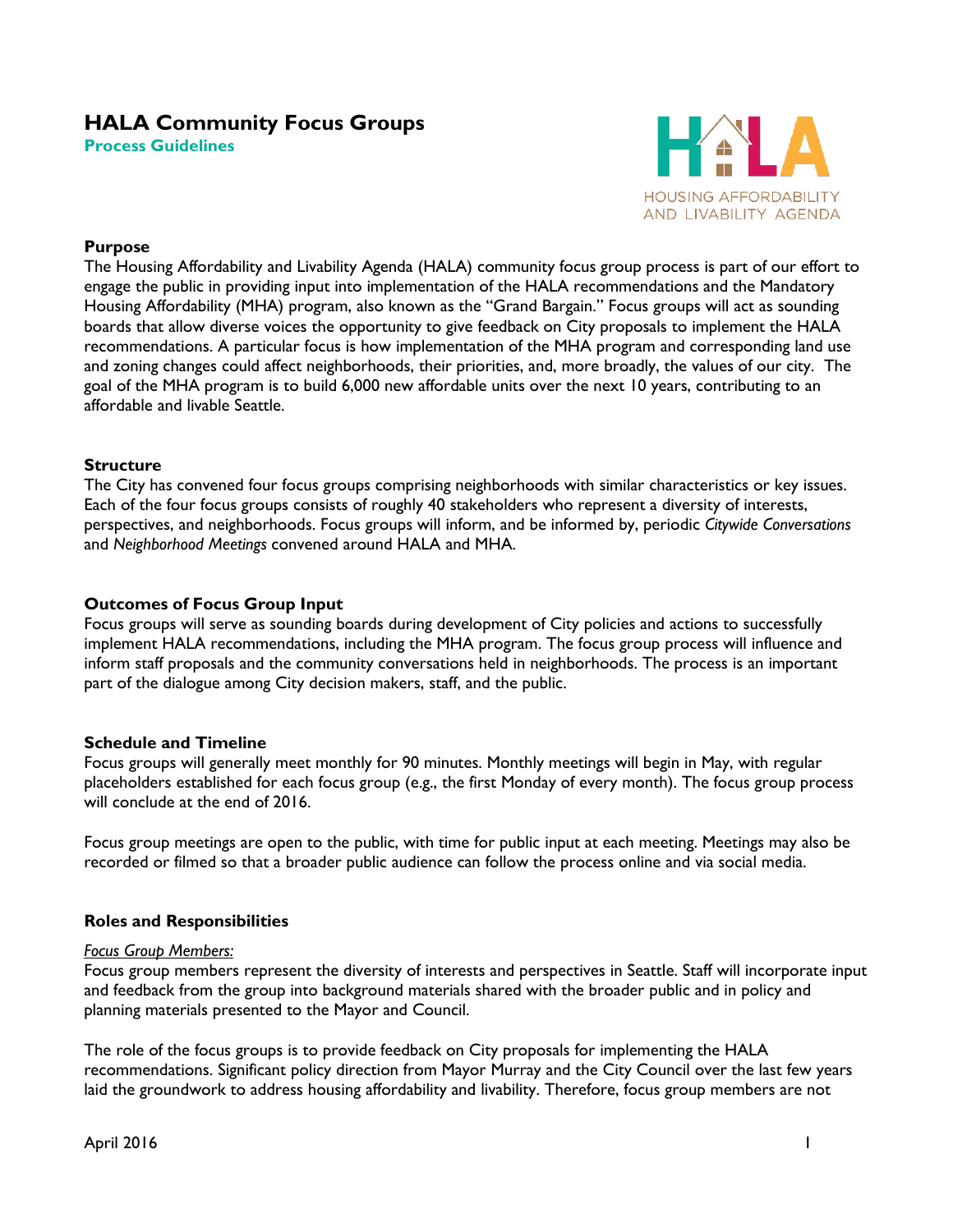# HALA Community Focus Groups

**Process Guidelines**

HOUSING AFFORDABILITY AND LIVABILITY AGENDA

## Purpose

The Housing Affordability and Livability Agenda (HALA) community focus group process is part of our effort to engage the public in providing input into implementation of the HALA recommendations and the Mandatory Housing Affordability (MHA) program, also known as the "Grand Bargain." Focus groups will act as sounding boards that allow diverse voices the opportunity to give feedback on City proposals to implement the HALA recommendations. A particular focus is how implementation of the MHA program and corresponding land use and zoning changes could affect neighborhoods, their priorities, and, more broadly, the values of our city. The goal of the MHA program is to build 6,000 new affordable units over the next 10 years, contributing to an affordable and livable Seattle.

## Structure

The City has convened four focus groups comprising neighborhoods with similar characteristics or key issues. Each of the four focus groups consists of roughly 40 stakeholders who represent a diversity of interests, perspectives, and neighborhoods. Focus groups will inform, and be informed by, periodic *Citywide Conversations* and *Neighborhood Meetings* convened around HALA and MHA.

## Outcomes of Focus Group Input

Focus groups will serve as sounding boards during development of City policies and actions to successfully implement HALA recommendations, including the MHA program. The focus group process will influence and inform staff proposals and the community conversations held in neighborhoods. The process is an important part of the dialogue among City decision makers, staff, and the public.

## Schedule and Timeline

Focus groups will generally meet monthly for 90 minutes. Monthly meetings will begin in May, with regular placeholders established for each focus group (e.g., the first Monday of every month). The focus group process will conclude at the end of 2016.

Focus group meetings are open to the public, with time for public input at each meeting. Meetings may also be recorded or filmed so that a broader public audience can follow the process online and via social media.

## Roles and Responsibilities

*Focus Group Members:*

Focus group members represent the diversity of interests and perspectives in Seattle. Staff will incorporate input and feedback from the group into background materials shared with the broader public and in policy and planning materials presented to the Mayor and Council.

The role of the focus groups is to provide feedback on City proposals for implementing the HALA recommendations. Significant policy direction from Mayor Murray and the City Council over the last few years laid the groundwork to address housing affordability and livability. Therefore, focus group members are not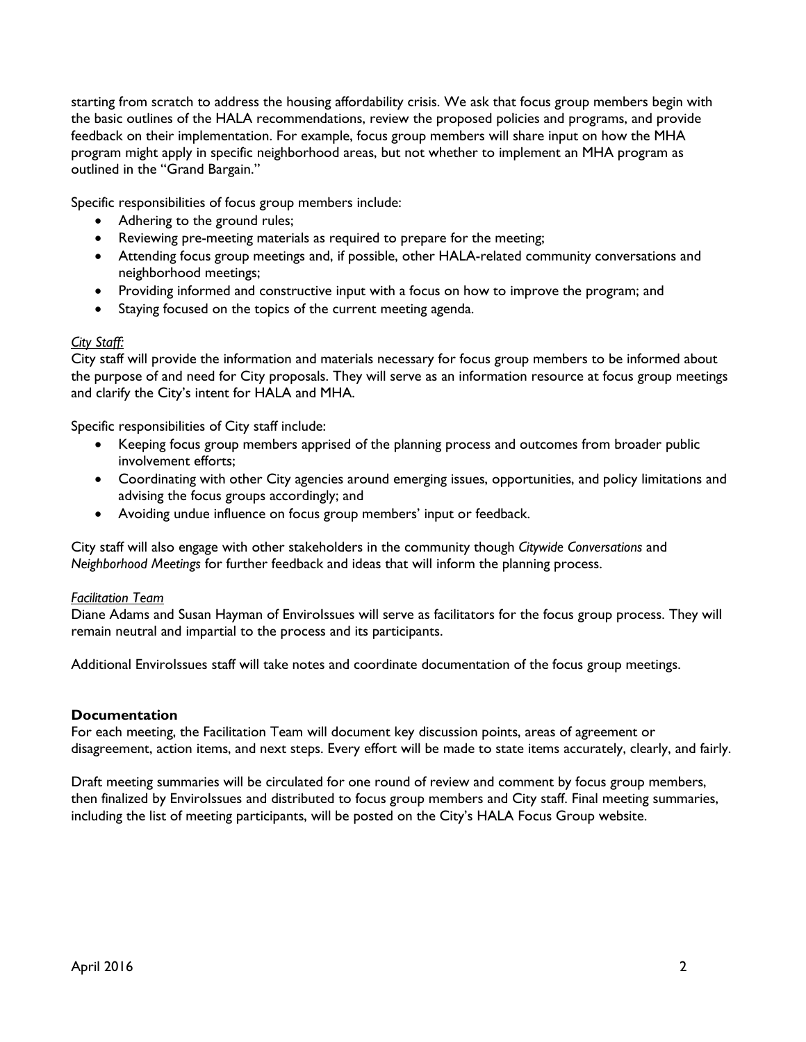starting from scratch to address the housing affordability crisis. We ask that focus group members begin with the basic outlines of the HALA recommendations, review the proposed policies and programs, and provide feedback on their implementation. For example, focus group members will share input on how the MHA program might apply in specific neighborhood areas, but not whether to implement an MHA program as outlined in the "Grand Bargain."

Specific responsibilities of focus group members include:

- Adhering to the ground rules;
- Reviewing pre-meeting materials as required to prepare for the meeting;
- Attending focus group meetings and, if possible, other HALA-related community conversations and neighborhood meetings;
- Providing informed and constructive input with a focus on how to improve the program; and
- Staying focused on the topics of the current meeting agenda.

*City Staff:*

City staff will provide the information and materials necessary for focus group members to be informed about the purpose of and need for City proposals. They will serve as an information resource at focus group meetings and clarify the City's intent for HALA and MHA.

Specific responsibilities of City staff include:

- Keeping focus group members apprised of the planning process and outcomes from broader public involvement efforts;
- Coordinating with other City agencies around emerging issues, opportunities, and policy limitations and advising the focus groups accordingly; and
- Avoiding undue influence on focus group members' input or feedback.

City staff will also engage with other stakeholders in the community though *Citywide Conversations* and *Neighborhood Meetings* for further feedback and ideas that will inform the planning process.

*Facilitation Team*

Diane Adams and Susan Hayman of EnviroIssues will serve as facilitators for the focus group process. They will remain neutral and impartial to the process and its participants.

Additional EnviroIssues staff will take notes and coordinate documentation of the focus group meetings.

## Documentation

For each meeting, the Facilitation Team will document key discussion points, areas of agreement or disagreement, action items, and next steps. Every effort will be made to state items accurately, clearly, and fairly.

Draft meeting summaries will be circulated for one round of review and comment by focus group members, then finalized by EnviroIssues and distributed to focus group members and City staff. Final meeting summaries, including the list of meeting participants, will be posted on the City's HALA Focus Group website.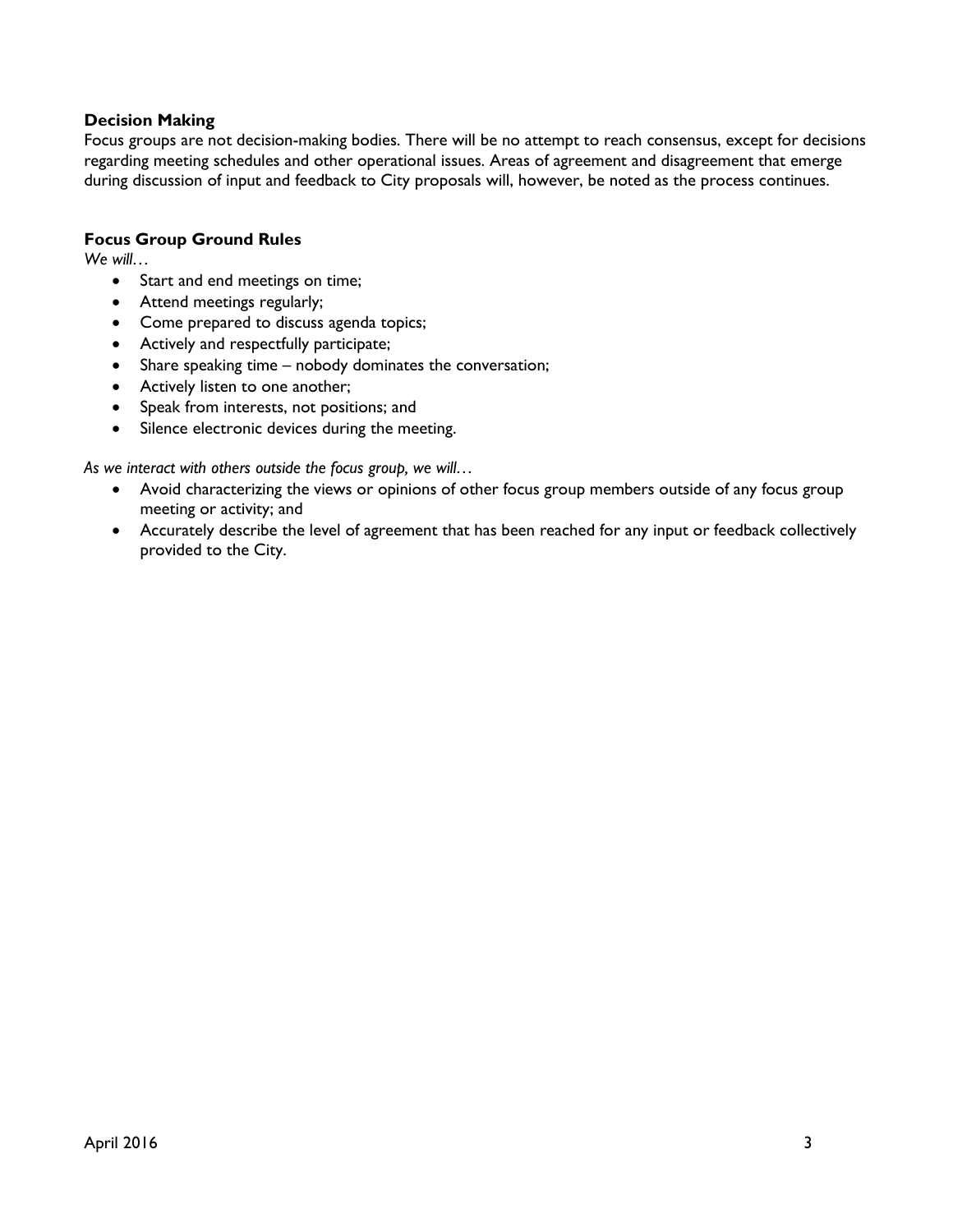### Decision Making

Focus groups are not decision-making bodies. There will be no attempt to reach consensus, except for decisions regarding meeting schedules and other operational issues. Areas of agreement and disagreement that emerge during discussion of input and feedback to City proposals will, however, be noted as the process continues.

### Focus Group Ground Rules

*We will…*

- Start and end meetings on time;
- Attend meetings regularly;
- Come prepared to discuss agenda topics;
- Actively and respectfully participate;
- Share speaking time – nobody dominates the conversation;
- Actively listen to one another;
- Speak from interests, not positions; and
- Silence electronic devices during the meeting.

*As we interact with others outside the focus group, we will…*

- Avoid characterizing the views or opinions of other focus group members outside of any focus group meeting or activity; and
- Accurately describe the level of agreement that has been reached for any input or feedback collectively provided to the City.